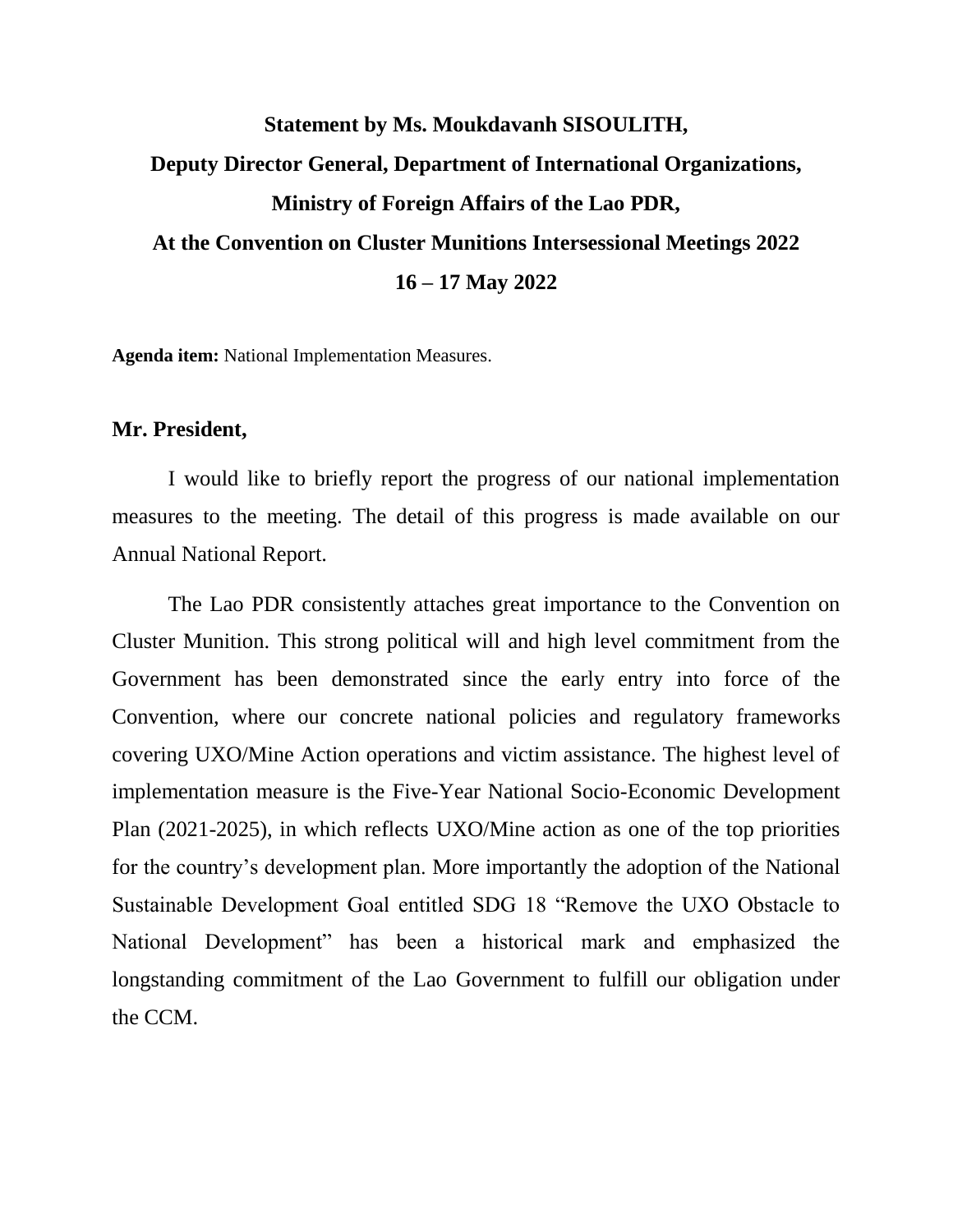**Statement by Ms. Moukdavanh SISOULITH,**

**Deputy Director General, Department of International Organizations,**

**Ministry of Foreign Affairs of the Lao PDR,**

**At the Convention on Cluster Munitions Intersessional Meetings 2022**

**16 – 17 May 2022**

**Agenda item:** National Implementation Measures.

**Mr. President,**

I would like to briefly report the progress of our national implementation measures to the meeting. The detail of this progress is made available on our Annual National Report.

The Lao PDR consistently attaches great importance to the Convention on Cluster Munition. This strong political will and high level commitment from the Government has been demonstrated since the early entry into force of the Convention, where our concrete national policies and regulatory frameworks covering UXO/Mine Action operations and victim assistance. The highest level of implementation measure is the Five-Year National Socio-Economic Development Plan (2021-2025), in which reflects UXO/Mine action as one of the top priorities for the country's development plan. More importantly the adoption of the National Sustainable Development Goal entitled SDG 18 "Remove the UXO Obstacle to National Development" has been a historical mark and emphasized the longstanding commitment of the Lao Government to fulfill our obligation under the CCM.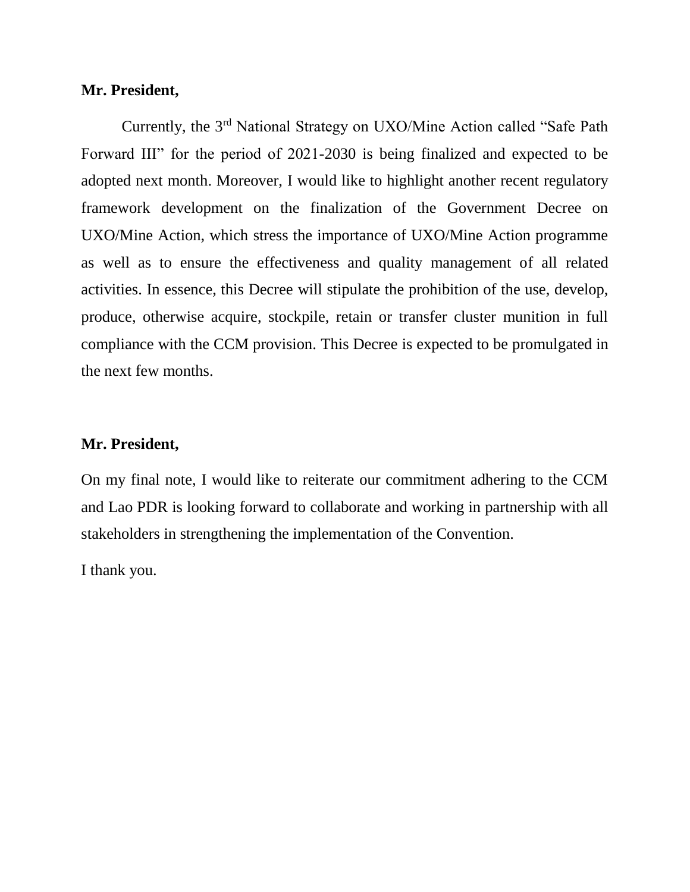**Mr. President,**

Currently, the 3rd National Strategy on UXO/Mine Action called "Safe Path Forward III" for the period of 2021-2030 is being finalized and expected to be adopted next month. Moreover, I would like to highlight another recent regulatory framework development on the finalization of the Government Decree on UXO/Mine Action, which stress the importance of UXO/Mine Action programme as well as to ensure the effectiveness and quality management of all related activities. In essence, this Decree will stipulate the prohibition of the use, develop, produce, otherwise acquire, stockpile, retain or transfer cluster munition in full compliance with the CCM provision. This Decree is expected to be promulgated in the next few months.

**Mr. President,**

On my final note, I would like to reiterate our commitment adhering to the CCM and Lao PDR is looking forward to collaborate and working in partnership with all stakeholders in strengthening the implementation of the Convention.

I thank you.